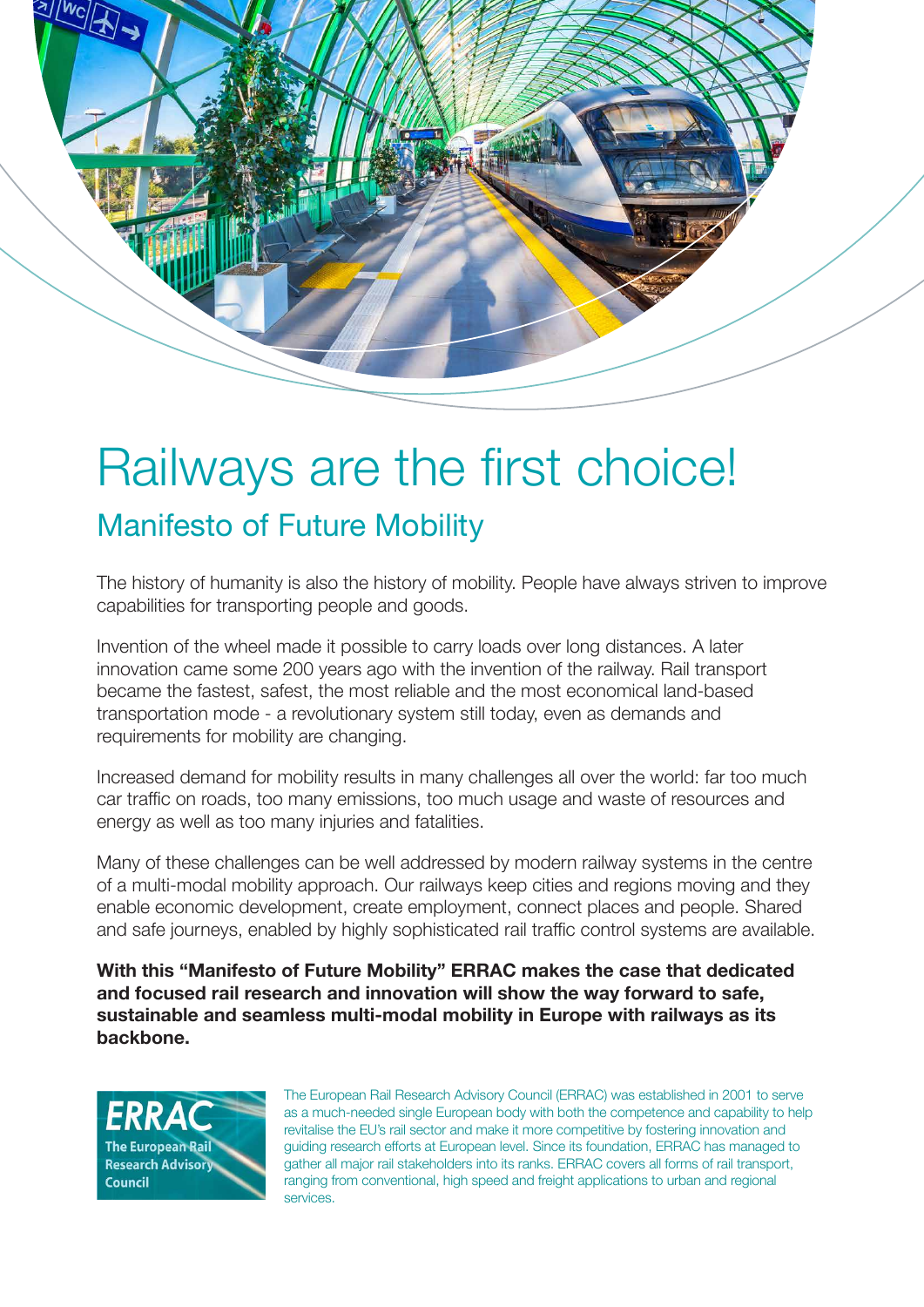# Railways are the first choice!

## Manifesto of Future Mobility

The history of humanity is also the history of mobility. People have always striven to improve capabilities for transporting people and goods.

Invention of the wheel made it possible to carry loads over long distances. A later innovation came some 200 years ago with the invention of the railway. Rail transport became the fastest, safest, the most reliable and the most economical land-based transportation mode - a revolutionary system still today, even as demands and requirements for mobility are changing.

Increased demand for mobility results in many challenges all over the world: far too much car traffic on roads, too many emissions, too much usage and waste of resources and energy as well as too many injuries and fatalities.

Many of these challenges can be well addressed by modern railway systems in the centre of a multi-modal mobility approach. Our railways keep cities and regions moving and they enable economic development, create employment, connect places and people. Shared and safe journeys, enabled by highly sophisticated rail traffic control systems are available.

**With this "Manifesto of Future Mobility" ERRAC makes the case that dedicated and focused rail research and innovation will show the way forward to safe, sustainable and seamless multi-modal mobility in Europe with railways as its backbone.**

ERRAC
The European Rail Research Advisory Council

The European Rail Research Advisory Council (ERRAC) was established in 2001 to serve as a much-needed single European body with both the competence and capability to help revitalise the EU's rail sector and make it more competitive by fostering innovation and guiding research efforts at European level. Since its foundation, ERRAC has managed to gather all major rail stakeholders into its ranks. ERRAC covers all forms of rail transport, ranging from conventional, high speed and freight applications to urban and regional services.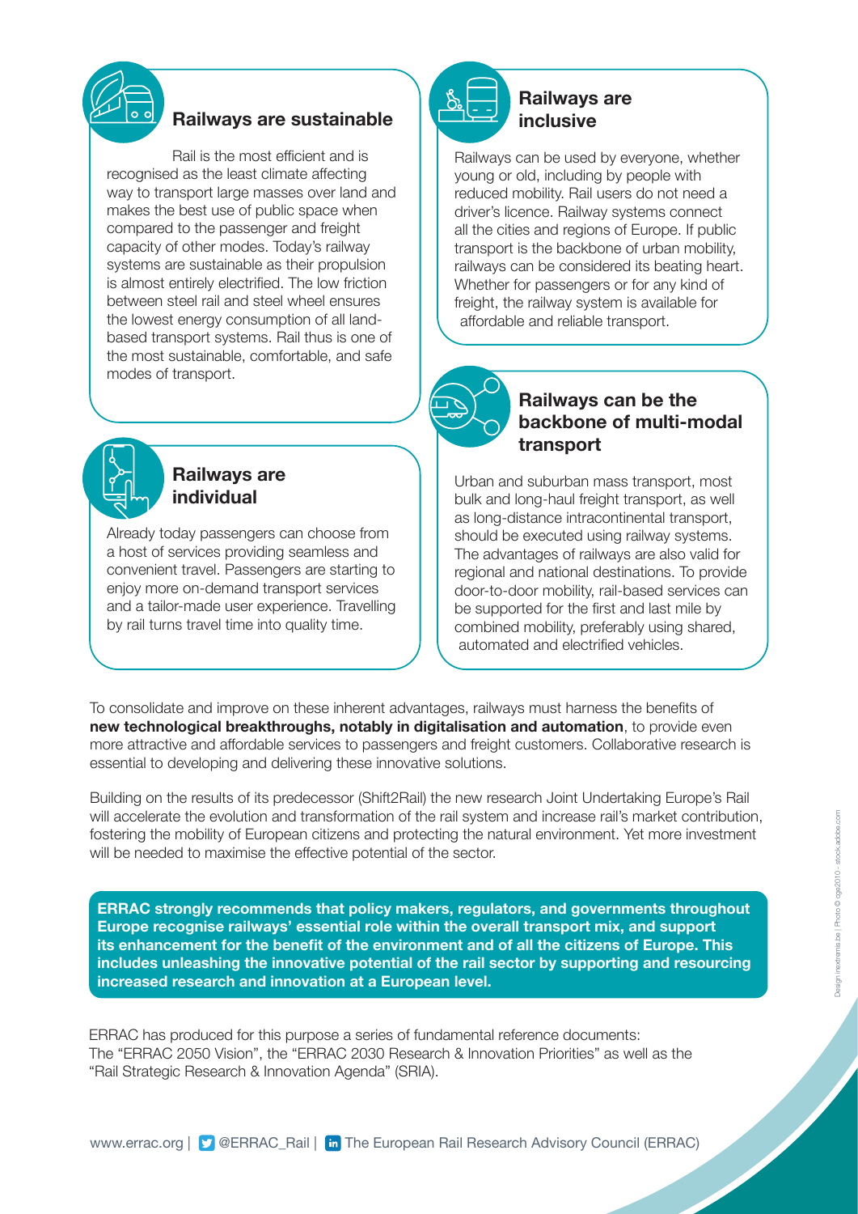## Railways are sustainable

Rail is the most efficient and is recognised as the least climate affecting way to transport large masses over land and makes the best use of public space when compared to the passenger and freight capacity of other modes. Today's railway systems are sustainable as their propulsion is almost entirely electrified. The low friction between steel rail and steel wheel ensures the lowest energy consumption of all land-based transport systems. Rail thus is one of the most sustainable, comfortable, and safe modes of transport.

## Railways are inclusive

Railways can be used by everyone, whether young or old, including by people with reduced mobility. Rail users do not need a driver's licence. Railway systems connect all the cities and regions of Europe. If public transport is the backbone of urban mobility, railways can be considered its beating heart. Whether for passengers or for any kind of freight, the railway system is available for affordable and reliable transport.

## Railways are individual

Already today passengers can choose from a host of services providing seamless and convenient travel. Passengers are starting to enjoy more on-demand transport services and a tailor-made user experience. Travelling by rail turns travel time into quality time.

## Railways can be the backbone of multi-modal transport

Urban and suburban mass transport, most bulk and long-haul freight transport, as well as long-distance intracontinental transport, should be executed using railway systems. The advantages of railways are also valid for regional and national destinations. To provide door-to-door mobility, rail-based services can be supported for the first and last mile by combined mobility, preferably using shared, automated and electrified vehicles.

To consolidate and improve on these inherent advantages, railways must harness the benefits of **new technological breakthroughs, notably in digitalisation and automation**, to provide even more attractive and affordable services to passengers and freight customers. Collaborative research is essential to developing and delivering these innovative solutions.

Building on the results of its predecessor (Shift2Rail) the new research Joint Undertaking Europe's Rail will accelerate the evolution and transformation of the rail system and increase rail's market contribution, fostering the mobility of European citizens and protecting the natural environment. Yet more investment will be needed to maximise the effective potential of the sector.

**ERRAC strongly recommends that policy makers, regulators, and governments throughout Europe recognise railways' essential role within the overall transport mix, and support its enhancement for the benefit of the environment and of all the citizens of Europe. This includes unleashing the innovative potential of the rail sector by supporting and resourcing increased research and innovation at a European level.**

ERRAC has produced for this purpose a series of fundamental reference documents: The "ERRAC 2050 Vision", the "ERRAC 2030 Research & Innovation Priorities" as well as the "Rail Strategic Research & Innovation Agenda" (SRIA).

www.errac.org | @ERRAC_Rail | The European Rail Research Advisory Council (ERRAC)